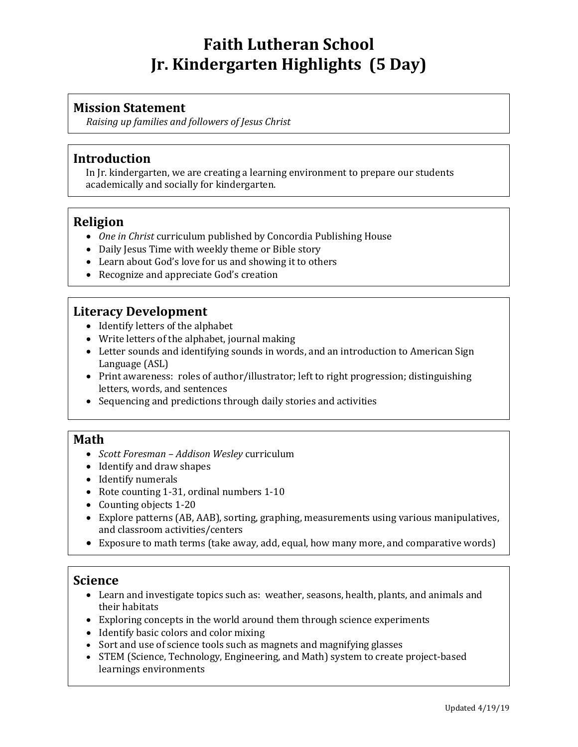# Faith Lutheran School
# Jr. Kindergarten Highlights (5 Day)

## Mission Statement

*Raising up families and followers of Jesus Christ*

## Introduction

In Jr. kindergarten, we are creating a learning environment to prepare our students academically and socially for kindergarten.

## Religion

- *One in Christ* curriculum published by Concordia Publishing House
- Daily Jesus Time with weekly theme or Bible story
- Learn about God's love for us and showing it to others
- Recognize and appreciate God's creation

## Literacy Development

- Identify letters of the alphabet
- Write letters of the alphabet, journal making
- Letter sounds and identifying sounds in words, and an introduction to American Sign Language (ASL)
- Print awareness: roles of author/illustrator; left to right progression; distinguishing letters, words, and sentences
- Sequencing and predictions through daily stories and activities

## Math

- *Scott Foresman – Addison Wesley* curriculum
- Identify and draw shapes
- Identify numerals
- Rote counting 1-31, ordinal numbers 1-10
- Counting objects 1-20
- Explore patterns (AB, AAB), sorting, graphing, measurements using various manipulatives, and classroom activities/centers
- Exposure to math terms (take away, add, equal, how many more, and comparative words)

## Science

- Learn and investigate topics such as: weather, seasons, health, plants, and animals and their habitats
- Exploring concepts in the world around them through science experiments
- Identify basic colors and color mixing
- Sort and use of science tools such as magnets and magnifying glasses
- STEM (Science, Technology, Engineering, and Math) system to create project-based learnings environments

Updated 4/19/19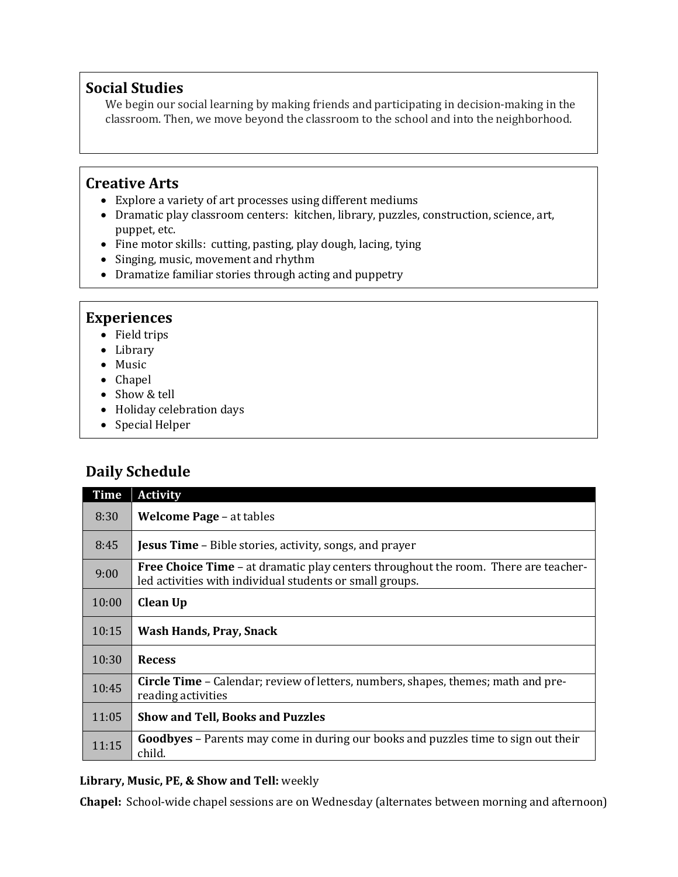## Social Studies

We begin our social learning by making friends and participating in decision-making in the classroom. Then, we move beyond the classroom to the school and into the neighborhood.

## Creative Arts

- Explore a variety of art processes using different mediums
- Dramatic play classroom centers: kitchen, library, puzzles, construction, science, art, puppet, etc.
- Fine motor skills: cutting, pasting, play dough, lacing, tying
- Singing, music, movement and rhythm
- Dramatize familiar stories through acting and puppetry

## Experiences

- Field trips
- Library
- Music
- Chapel
- Show & tell
- Holiday celebration days
- Special Helper

## Daily Schedule

| Time | Activity |
|---|---|
| 8:30 | **Welcome Page** – at tables |
| 8:45 | **Jesus Time** – Bible stories, activity, songs, and prayer |
| 9:00 | **Free Choice Time** – at dramatic play centers throughout the room. There are teacher-led activities with individual students or small groups. |
| 10:00 | **Clean Up** |
| 10:15 | **Wash Hands, Pray, Snack** |
| 10:30 | **Recess** |
| 10:45 | **Circle Time** – Calendar; review of letters, numbers, shapes, themes; math and pre-reading activities |
| 11:05 | **Show and Tell, Books and Puzzles** |
| 11:15 | **Goodbyes** – Parents may come in during our books and puzzles time to sign out their child. |

**Library, Music, PE, & Show and Tell:** weekly

**Chapel:** School-wide chapel sessions are on Wednesday (alternates between morning and afternoon)